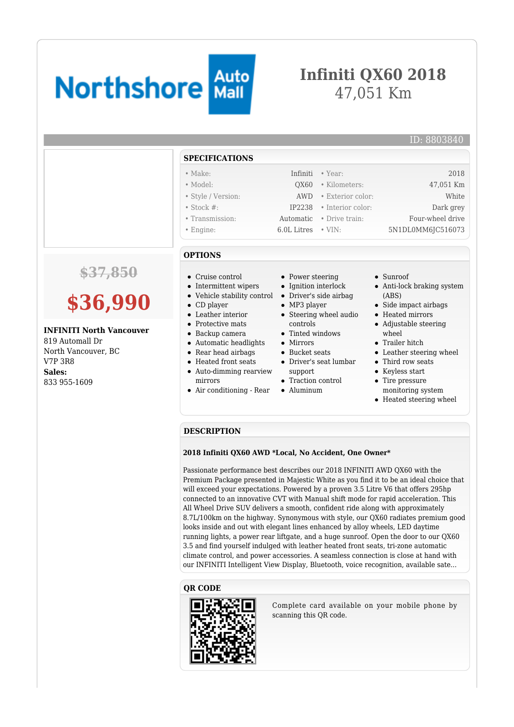# Infiniti QX60 2018

47,051 Km

ID: 8803840

~~$37,850~~

**$36,990**

**INFINITI North Vancouver**
819 Automall Dr
North Vancouver, BC
V7P 3R8
**Sales:**
833 955-1609

## SPECIFICATIONS

| | | | |
|---|---|---|---|
| • Make: | Infiniti | • Year: | 2018 |
| • Model: | QX60 | • Kilometers: | 47,051 Km |
| • Style / Version: | AWD | • Exterior color: | White |
| • Stock #: | IP2238 | • Interior color: | Dark grey |
| • Transmission: | Automatic | • Drive train: | Four-wheel drive |
| • Engine: | 6.0L Litres | • VIN: | 5N1DL0MM6JC516073 |

## OPTIONS

- Cruise control
- Intermittent wipers
- Vehicle stability control
- CD player
- Leather interior
- Protective mats
- Backup camera
- Automatic headlights
- Rear head airbags
- Heated front seats
- Auto-dimming rearview mirrors
- Air conditioning - Rear
- Power steering
- Ignition interlock
- Driver's side airbag
- MP3 player
- Steering wheel audio controls
- Tinted windows
- Mirrors
- Bucket seats
- Driver's seat lumbar support
- Traction control
- Aluminum
- Sunroof
- Anti-lock braking system (ABS)
- Side impact airbags
- Heated mirrors
- Adjustable steering wheel
- Trailer hitch
- Leather steering wheel
- Third row seats
- Keyless start
- Tire pressure monitoring system
- Heated steering wheel

## DESCRIPTION

**2018 Infiniti QX60 AWD *Local, No Accident, One Owner***

Passionate performance best describes our 2018 INFINITI AWD QX60 with the Premium Package presented in Majestic White as you find it to be an ideal choice that will exceed your expectations. Powered by a proven 3.5 Litre V6 that offers 295hp connected to an innovative CVT with Manual shift mode for rapid acceleration. This All Wheel Drive SUV delivers a smooth, confident ride along with approximately 8.7L/100km on the highway. Synonymous with style, our QX60 radiates premium good looks inside and out with elegant lines enhanced by alloy wheels, LED daytime running lights, a power rear liftgate, and a huge sunroof. Open the door to our QX60 3.5 and find yourself indulged with leather heated front seats, tri-zone automatic climate control, and power accessories. A seamless connection is close at hand with our INFINITI Intelligent View Display, Bluetooth, voice recognition, available safe...

## QR CODE

Complete card available on your mobile phone by scanning this QR code.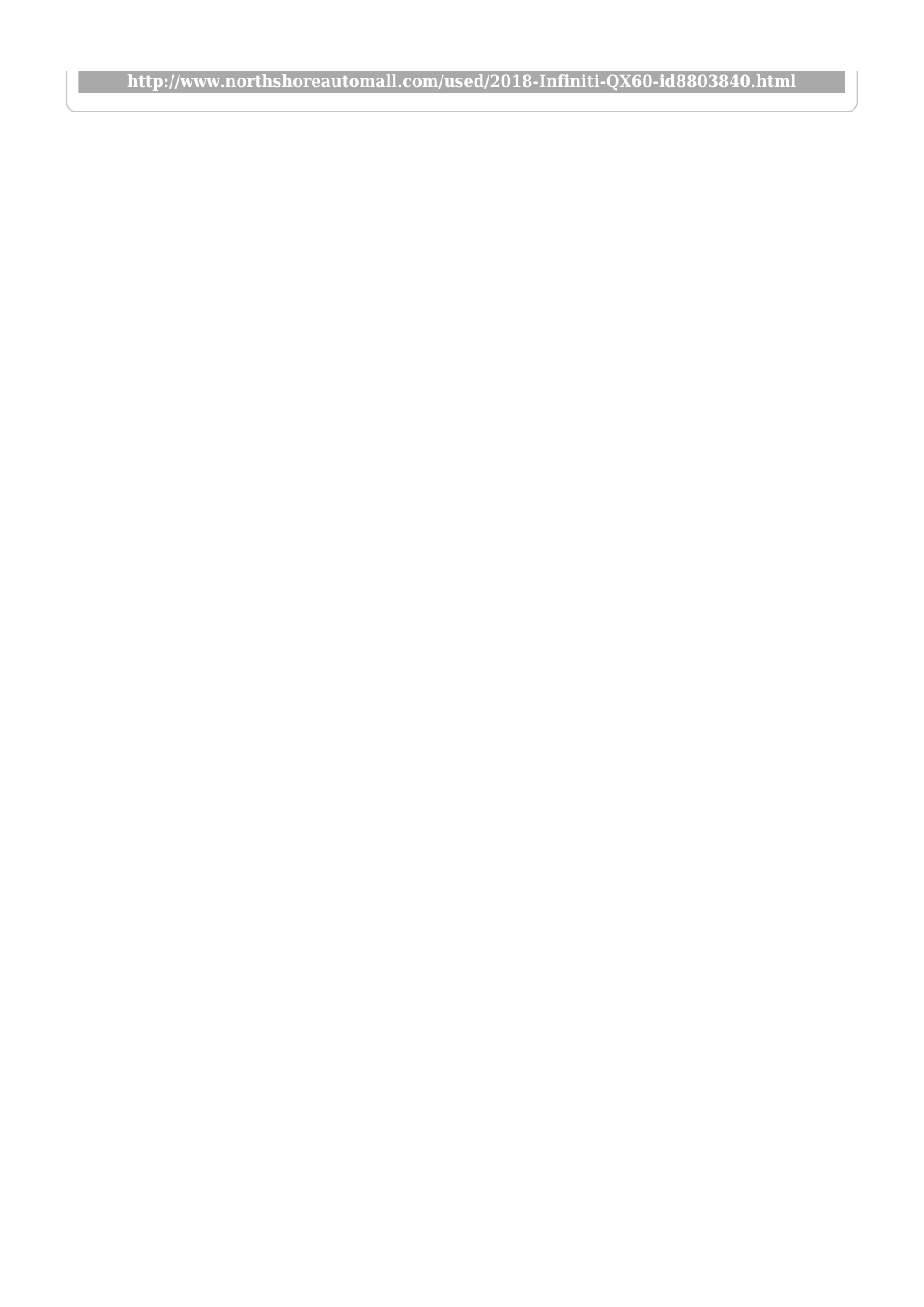http://www.northshoreautomall.com/used/2018-Infiniti-QX60-id8803840.html